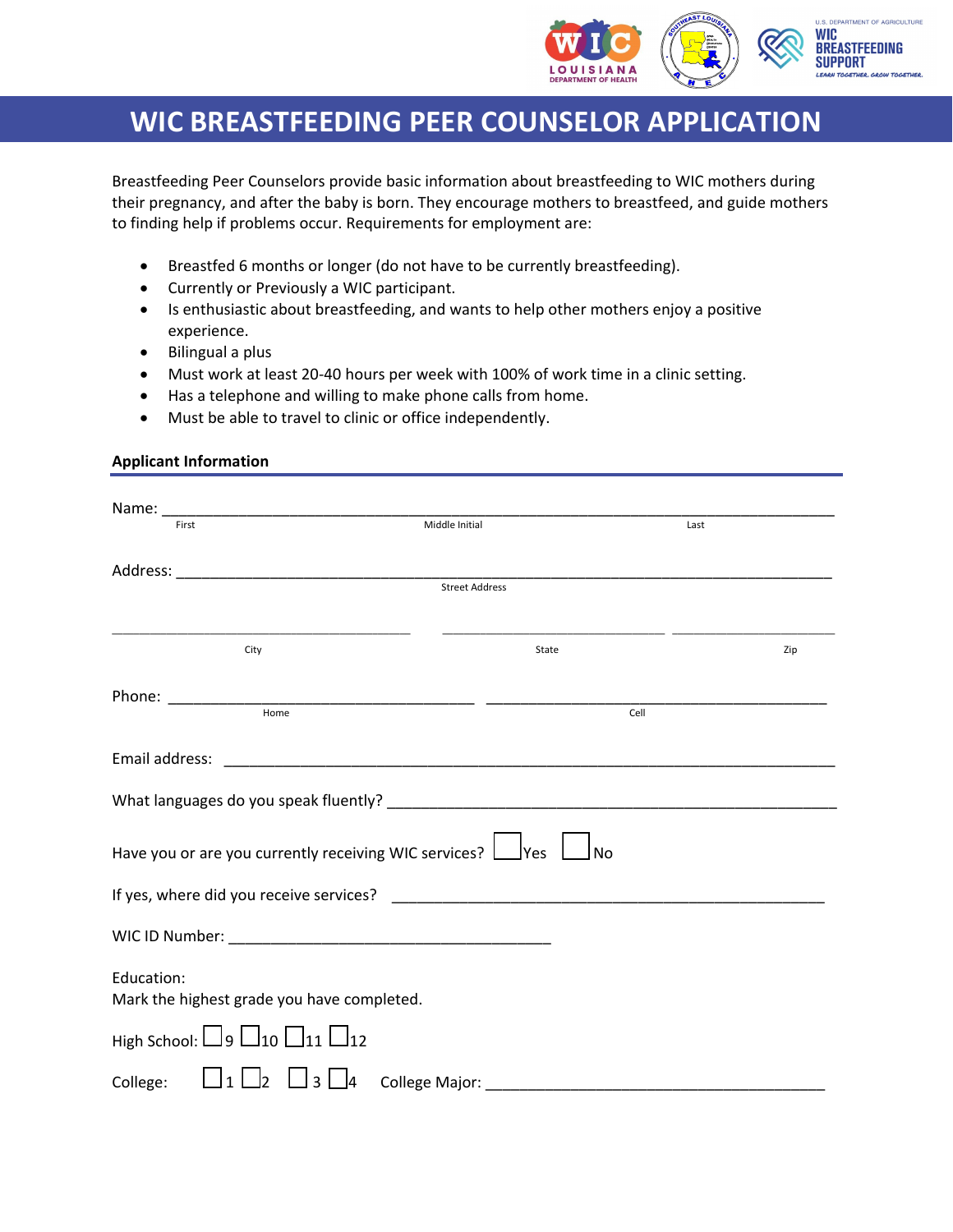# WIC BREASTFEEDING PEER COUNSELOR APPLICATION

Breastfeeding Peer Counselors provide basic information about breastfeeding to WIC mothers during their pregnancy, and after the baby is born. They encourage mothers to breastfeed, and guide mothers to finding help if problems occur. Requirements for employment are:

- Breastfed 6 months or longer (do not have to be currently breastfeeding).
- Currently or Previously a WIC participant.
- Is enthusiastic about breastfeeding, and wants to help other mothers enjoy a positive experience.
- Bilingual a plus
- Must work at least 20-40 hours per week with 100% of work time in a clinic setting.
- Has a telephone and willing to make phone calls from home.
- Must be able to travel to clinic or office independently.

## Applicant Information

Name: ______________________________________________________________
First                    Middle Initial                    Last

Address: ____________________________________________________________
Street Address

______________________________ ______________________ ________________
City                    State                    Zip

Phone: ______________________________ ______________________________
Home                    Cell

Email address: _______________________________________________________

What languages do you speak fluently? ___________________________________

Have you or are you currently receiving WIC services? ☐ Yes ☐ No

If yes, where did you receive services? __________________________________

WIC ID Number: ______________________________

Education:
Mark the highest grade you have completed.

High School: ☐ 9 ☐ 10 ☐ 11 ☐ 12

College: ☐ 1 ☐ 2 ☐ 3 ☐ 4 College Major: ______________________________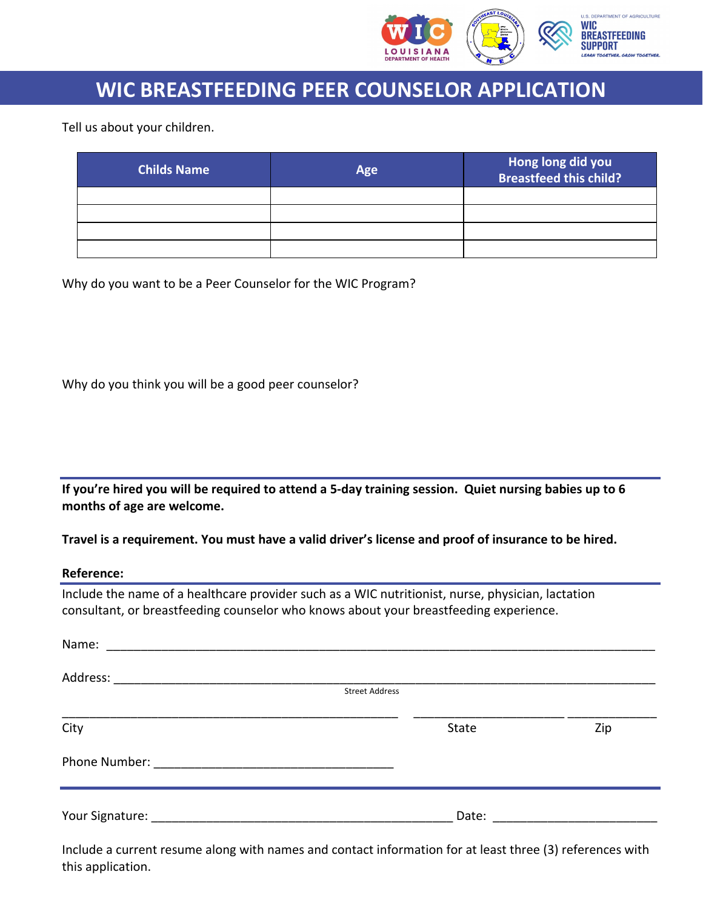# WIC BREASTFEEDING PEER COUNSELOR APPLICATION

Tell us about your children.

| Childs Name | Age | Hong long did you Breastfeed this child? |
|---|---|---|
| | | |
| | | |
| | | |
| | | |

Why do you want to be a Peer Counselor for the WIC Program?

Why do you think you will be a good peer counselor?

**If you're hired you will be required to attend a 5-day training session. Quiet nursing babies up to 6 months of age are welcome.**

**Travel is a requirement. You must have a valid driver's license and proof of insurance to be hired.**

**Reference:**

Include the name of a healthcare provider such as a WIC nutritionist, nurse, physician, lactation consultant, or breastfeeding counselor who knows about your breastfeeding experience.

Name: ____________________________________________________________________________

Address: __________________________________________________________________________
Street Address

_______________________________________________ ______________________ _____________
City State Zip

Phone Number: ____________________________________

Your Signature: ____________________________________________ Date: ________________________

Include a current resume along with names and contact information for at least three (3) references with this application.